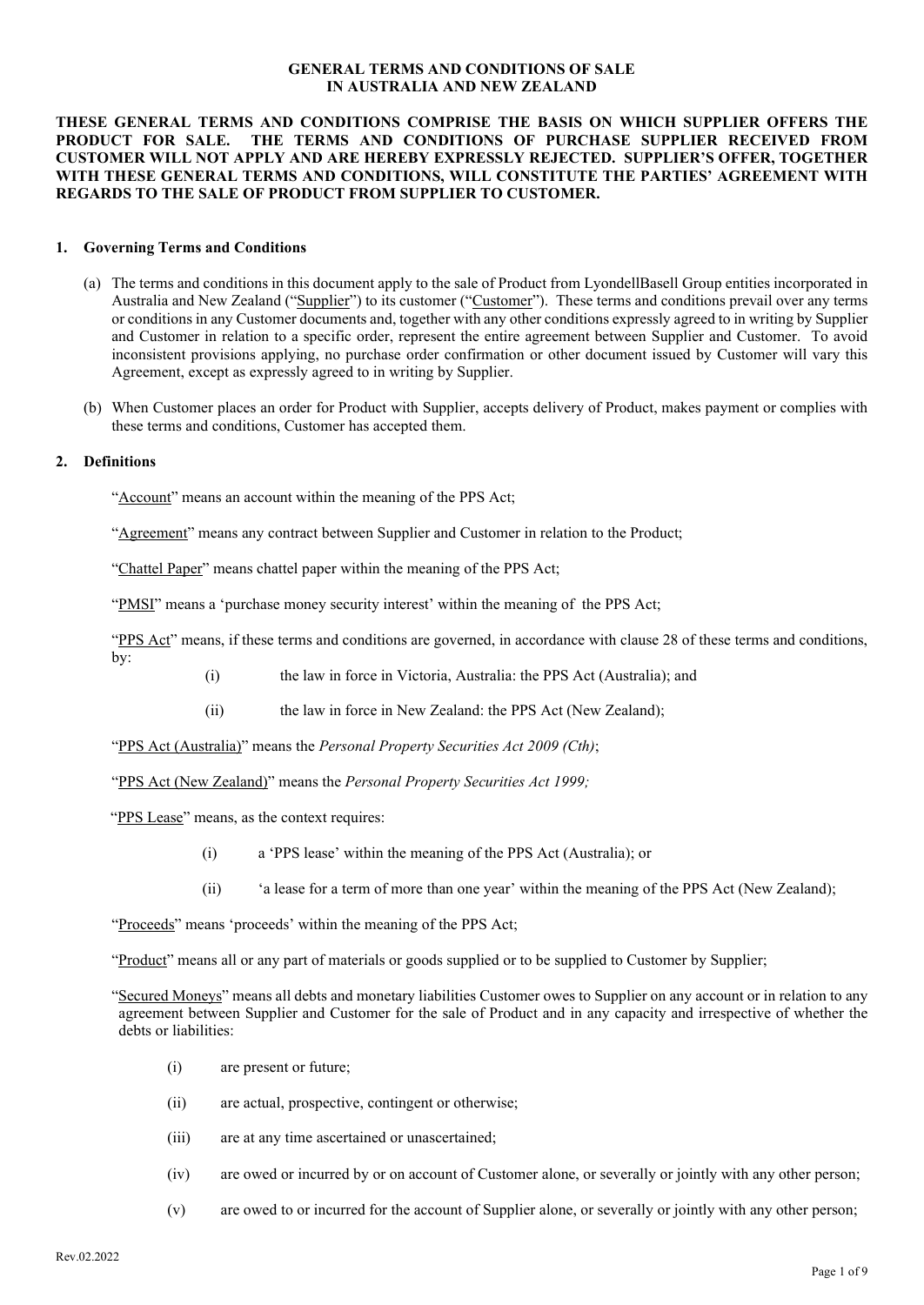# GENERAL TERMS AND CONDITIONS OF SALE IN AUSTRALIA AND NEW ZEALAND

**THESE GENERAL TERMS AND CONDITIONS COMPRISE THE BASIS ON WHICH SUPPLIER OFFERS THE PRODUCT FOR SALE. THE TERMS AND CONDITIONS OF PURCHASE SUPPLIER RECEIVED FROM CUSTOMER WILL NOT APPLY AND ARE HEREBY EXPRESSLY REJECTED. SUPPLIER'S OFFER, TOGETHER WITH THESE GENERAL TERMS AND CONDITIONS, WILL CONSTITUTE THE PARTIES' AGREEMENT WITH REGARDS TO THE SALE OF PRODUCT FROM SUPPLIER TO CUSTOMER.**

## 1. Governing Terms and Conditions

(a) The terms and conditions in this document apply to the sale of Product from LyondellBasell Group entities incorporated in Australia and New Zealand ("Supplier") to its customer ("Customer"). These terms and conditions prevail over any terms or conditions in any Customer documents and, together with any other conditions expressly agreed to in writing by Supplier and Customer in relation to a specific order, represent the entire agreement between Supplier and Customer. To avoid inconsistent provisions applying, no purchase order confirmation or other document issued by Customer will vary this Agreement, except as expressly agreed to in writing by Supplier.

(b) When Customer places an order for Product with Supplier, accepts delivery of Product, makes payment or complies with these terms and conditions, Customer has accepted them.

## 2. Definitions

"Account" means an account within the meaning of the PPS Act;

"Agreement" means any contract between Supplier and Customer in relation to the Product;

"Chattel Paper" means chattel paper within the meaning of the PPS Act;

"PMSI" means a 'purchase money security interest' within the meaning of the PPS Act;

"PPS Act" means, if these terms and conditions are governed, in accordance with clause 28 of these terms and conditions, by:

- (i) the law in force in Victoria, Australia: the PPS Act (Australia); and
- (ii) the law in force in New Zealand: the PPS Act (New Zealand);

"PPS Act (Australia)" means the *Personal Property Securities Act 2009 (Cth)*;

"PPS Act (New Zealand)" means the *Personal Property Securities Act 1999;*

"PPS Lease" means, as the context requires:

- (i) a 'PPS lease' within the meaning of the PPS Act (Australia); or
- (ii) 'a lease for a term of more than one year' within the meaning of the PPS Act (New Zealand);

"Proceeds" means 'proceeds' within the meaning of the PPS Act;

"Product" means all or any part of materials or goods supplied or to be supplied to Customer by Supplier;

"Secured Moneys" means all debts and monetary liabilities Customer owes to Supplier on any account or in relation to any agreement between Supplier and Customer for the sale of Product and in any capacity and irrespective of whether the debts or liabilities:

- (i) are present or future;
- (ii) are actual, prospective, contingent or otherwise;
- (iii) are at any time ascertained or unascertained;
- (iv) are owed or incurred by or on account of Customer alone, or severally or jointly with any other person;
- (v) are owed to or incurred for the account of Supplier alone, or severally or jointly with any other person;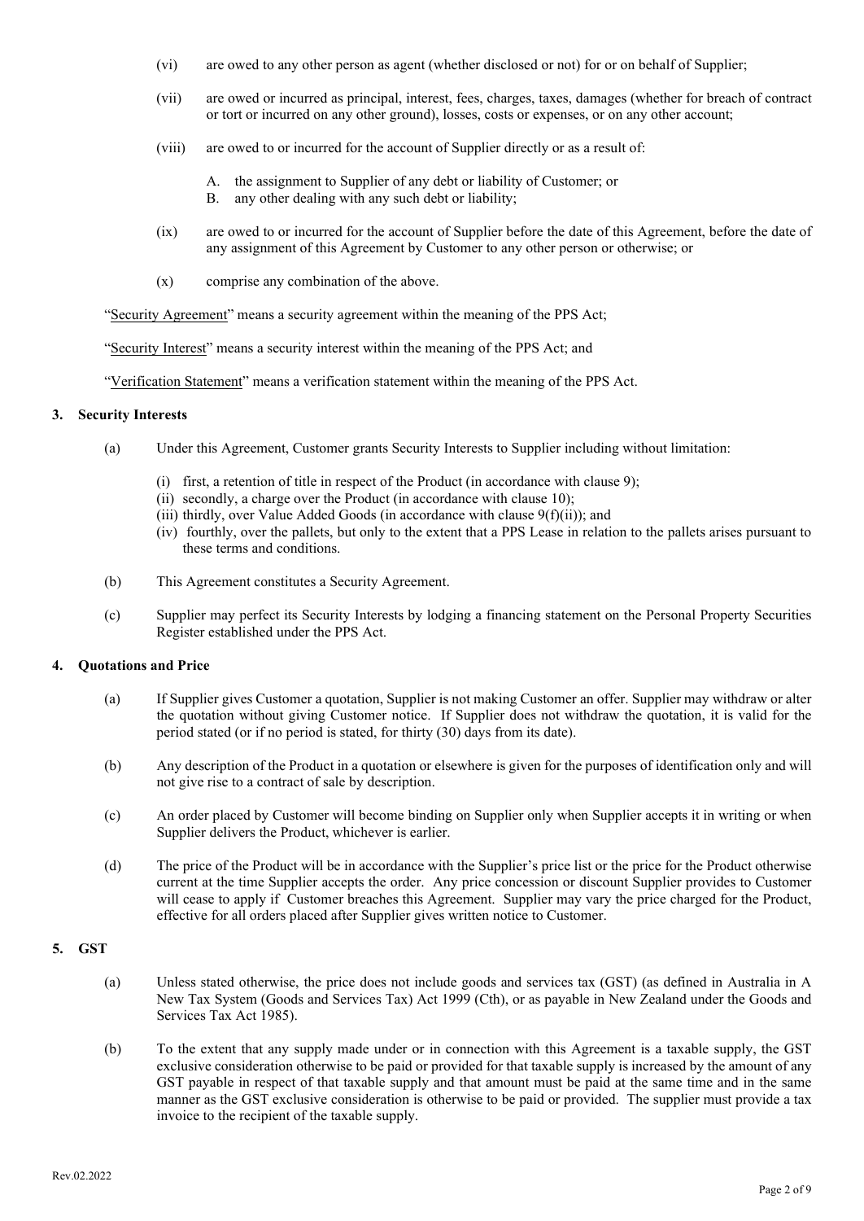(vi) are owed to any other person as agent (whether disclosed or not) for or on behalf of Supplier;

(vii) are owed or incurred as principal, interest, fees, charges, taxes, damages (whether for breach of contract or tort or incurred on any other ground), losses, costs or expenses, or on any other account;

(viii) are owed to or incurred for the account of Supplier directly or as a result of:

A. the assignment to Supplier of any debt or liability of Customer; or
B. any other dealing with any such debt or liability;

(ix) are owed to or incurred for the account of Supplier before the date of this Agreement, before the date of any assignment of this Agreement by Customer to any other person or otherwise; or

(x) comprise any combination of the above.

"Security Agreement" means a security agreement within the meaning of the PPS Act;

"Security Interest" means a security interest within the meaning of the PPS Act; and

"Verification Statement" means a verification statement within the meaning of the PPS Act.

## 3. Security Interests

(a) Under this Agreement, Customer grants Security Interests to Supplier including without limitation:

(i) first, a retention of title in respect of the Product (in accordance with clause 9);
(ii) secondly, a charge over the Product (in accordance with clause 10);
(iii) thirdly, over Value Added Goods (in accordance with clause 9(f)(ii)); and
(iv) fourthly, over the pallets, but only to the extent that a PPS Lease in relation to the pallets arises pursuant to these terms and conditions.

(b) This Agreement constitutes a Security Agreement.

(c) Supplier may perfect its Security Interests by lodging a financing statement on the Personal Property Securities Register established under the PPS Act.

## 4. Quotations and Price

(a) If Supplier gives Customer a quotation, Supplier is not making Customer an offer. Supplier may withdraw or alter the quotation without giving Customer notice. If Supplier does not withdraw the quotation, it is valid for the period stated (or if no period is stated, for thirty (30) days from its date).

(b) Any description of the Product in a quotation or elsewhere is given for the purposes of identification only and will not give rise to a contract of sale by description.

(c) An order placed by Customer will become binding on Supplier only when Supplier accepts it in writing or when Supplier delivers the Product, whichever is earlier.

(d) The price of the Product will be in accordance with the Supplier's price list or the price for the Product otherwise current at the time Supplier accepts the order. Any price concession or discount Supplier provides to Customer will cease to apply if Customer breaches this Agreement. Supplier may vary the price charged for the Product, effective for all orders placed after Supplier gives written notice to Customer.

## 5. GST

(a) Unless stated otherwise, the price does not include goods and services tax (GST) (as defined in Australia in A New Tax System (Goods and Services Tax) Act 1999 (Cth), or as payable in New Zealand under the Goods and Services Tax Act 1985).

(b) To the extent that any supply made under or in connection with this Agreement is a taxable supply, the GST exclusive consideration otherwise to be paid or provided for that taxable supply is increased by the amount of any GST payable in respect of that taxable supply and that amount must be paid at the same time and in the same manner as the GST exclusive consideration is otherwise to be paid or provided. The supplier must provide a tax invoice to the recipient of the taxable supply.

Rev.02.2022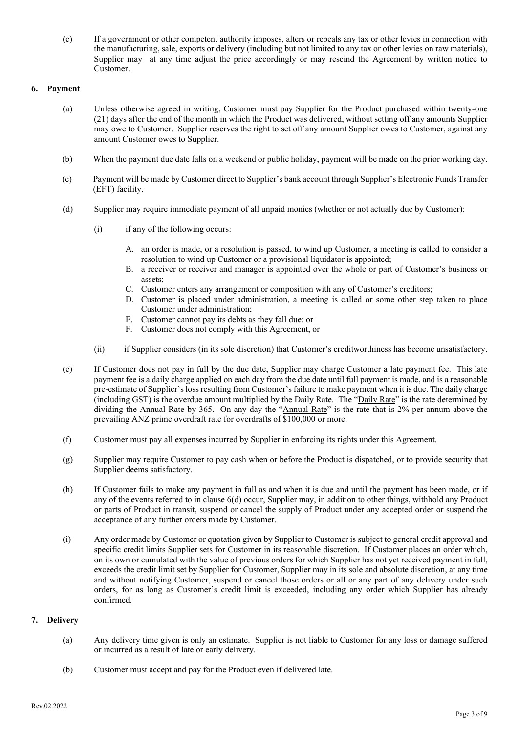(c) If a government or other competent authority imposes, alters or repeals any tax or other levies in connection with the manufacturing, sale, exports or delivery (including but not limited to any tax or other levies on raw materials), Supplier may at any time adjust the price accordingly or may rescind the Agreement by written notice to Customer.

## 6. Payment

(a) Unless otherwise agreed in writing, Customer must pay Supplier for the Product purchased within twenty-one (21) days after the end of the month in which the Product was delivered, without setting off any amounts Supplier may owe to Customer. Supplier reserves the right to set off any amount Supplier owes to Customer, against any amount Customer owes to Supplier.

(b) When the payment due date falls on a weekend or public holiday, payment will be made on the prior working day.

(c) Payment will be made by Customer direct to Supplier's bank account through Supplier's Electronic Funds Transfer (EFT) facility.

(d) Supplier may require immediate payment of all unpaid monies (whether or not actually due by Customer):

(i) if any of the following occurs:

A. an order is made, or a resolution is passed, to wind up Customer, a meeting is called to consider a resolution to wind up Customer or a provisional liquidator is appointed;
B. a receiver or receiver and manager is appointed over the whole or part of Customer's business or assets;
C. Customer enters any arrangement or composition with any of Customer's creditors;
D. Customer is placed under administration, a meeting is called or some other step taken to place Customer under administration;
E. Customer cannot pay its debts as they fall due; or
F. Customer does not comply with this Agreement, or

(ii) if Supplier considers (in its sole discretion) that Customer's creditworthiness has become unsatisfactory.

(e) If Customer does not pay in full by the due date, Supplier may charge Customer a late payment fee. This late payment fee is a daily charge applied on each day from the due date until full payment is made, and is a reasonable pre-estimate of Supplier's loss resulting from Customer's failure to make payment when it is due. The daily charge (including GST) is the overdue amount multiplied by the Daily Rate. The "Daily Rate" is the rate determined by dividing the Annual Rate by 365. On any day the "Annual Rate" is the rate that is 2% per annum above the prevailing ANZ prime overdraft rate for overdrafts of $100,000 or more.

(f) Customer must pay all expenses incurred by Supplier in enforcing its rights under this Agreement.

(g) Supplier may require Customer to pay cash when or before the Product is dispatched, or to provide security that Supplier deems satisfactory.

(h) If Customer fails to make any payment in full as and when it is due and until the payment has been made, or if any of the events referred to in clause 6(d) occur, Supplier may, in addition to other things, withhold any Product or parts of Product in transit, suspend or cancel the supply of Product under any accepted order or suspend the acceptance of any further orders made by Customer.

(i) Any order made by Customer or quotation given by Supplier to Customer is subject to general credit approval and specific credit limits Supplier sets for Customer in its reasonable discretion. If Customer places an order which, on its own or cumulated with the value of previous orders for which Supplier has not yet received payment in full, exceeds the credit limit set by Supplier for Customer, Supplier may in its sole and absolute discretion, at any time and without notifying Customer, suspend or cancel those orders or all or any part of any delivery under such orders, for as long as Customer's credit limit is exceeded, including any order which Supplier has already confirmed.

## 7. Delivery

(a) Any delivery time given is only an estimate. Supplier is not liable to Customer for any loss or damage suffered or incurred as a result of late or early delivery.

(b) Customer must accept and pay for the Product even if delivered late.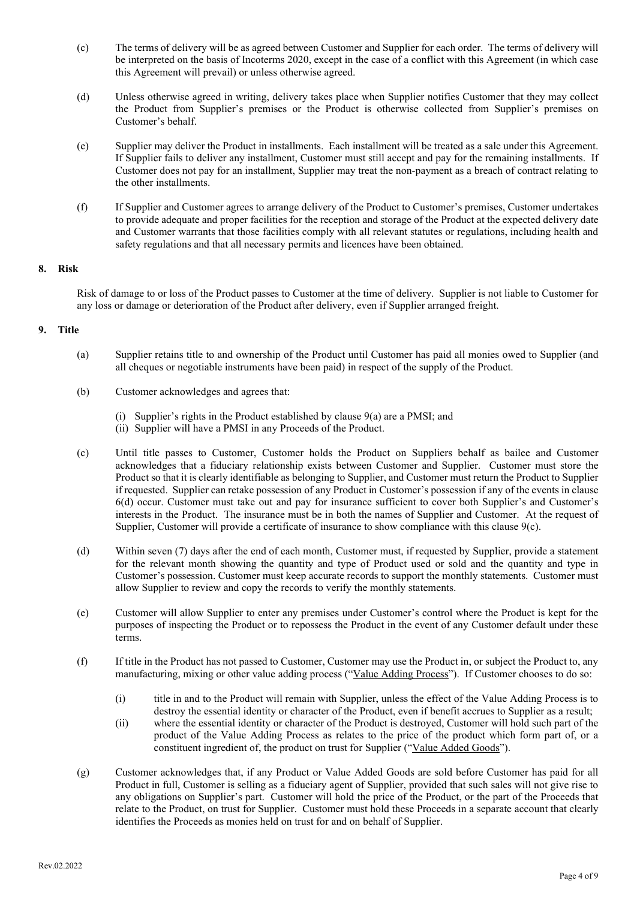(c) The terms of delivery will be as agreed between Customer and Supplier for each order. The terms of delivery will be interpreted on the basis of Incoterms 2020, except in the case of a conflict with this Agreement (in which case this Agreement will prevail) or unless otherwise agreed.

(d) Unless otherwise agreed in writing, delivery takes place when Supplier notifies Customer that they may collect the Product from Supplier's premises or the Product is otherwise collected from Supplier's premises on Customer's behalf.

(e) Supplier may deliver the Product in installments. Each installment will be treated as a sale under this Agreement. If Supplier fails to deliver any installment, Customer must still accept and pay for the remaining installments. If Customer does not pay for an installment, Supplier may treat the non-payment as a breach of contract relating to the other installments.

(f) If Supplier and Customer agrees to arrange delivery of the Product to Customer's premises, Customer undertakes to provide adequate and proper facilities for the reception and storage of the Product at the expected delivery date and Customer warrants that those facilities comply with all relevant statutes or regulations, including health and safety regulations and that all necessary permits and licences have been obtained.

## 8. Risk

Risk of damage to or loss of the Product passes to Customer at the time of delivery. Supplier is not liable to Customer for any loss or damage or deterioration of the Product after delivery, even if Supplier arranged freight.

## 9. Title

(a) Supplier retains title to and ownership of the Product until Customer has paid all monies owed to Supplier (and all cheques or negotiable instruments have been paid) in respect of the supply of the Product.

(b) Customer acknowledges and agrees that:

(i) Supplier's rights in the Product established by clause 9(a) are a PMSI; and
(ii) Supplier will have a PMSI in any Proceeds of the Product.

(c) Until title passes to Customer, Customer holds the Product on Suppliers behalf as bailee and Customer acknowledges that a fiduciary relationship exists between Customer and Supplier. Customer must store the Product so that it is clearly identifiable as belonging to Supplier, and Customer must return the Product to Supplier if requested. Supplier can retake possession of any Product in Customer's possession if any of the events in clause 6(d) occur. Customer must take out and pay for insurance sufficient to cover both Supplier's and Customer's interests in the Product. The insurance must be in both the names of Supplier and Customer. At the request of Supplier, Customer will provide a certificate of insurance to show compliance with this clause 9(c).

(d) Within seven (7) days after the end of each month, Customer must, if requested by Supplier, provide a statement for the relevant month showing the quantity and type of Product used or sold and the quantity and type in Customer's possession. Customer must keep accurate records to support the monthly statements. Customer must allow Supplier to review and copy the records to verify the monthly statements.

(e) Customer will allow Supplier to enter any premises under Customer's control where the Product is kept for the purposes of inspecting the Product or to repossess the Product in the event of any Customer default under these terms.

(f) If title in the Product has not passed to Customer, Customer may use the Product in, or subject the Product to, any manufacturing, mixing or other value adding process ("Value Adding Process"). If Customer chooses to do so:

(i) title in and to the Product will remain with Supplier, unless the effect of the Value Adding Process is to destroy the essential identity or character of the Product, even if benefit accrues to Supplier as a result;
(ii) where the essential identity or character of the Product is destroyed, Customer will hold such part of the product of the Value Adding Process as relates to the price of the product which form part of, or a constituent ingredient of, the product on trust for Supplier ("Value Added Goods").

(g) Customer acknowledges that, if any Product or Value Added Goods are sold before Customer has paid for all Product in full, Customer is selling as a fiduciary agent of Supplier, provided that such sales will not give rise to any obligations on Supplier's part. Customer will hold the price of the Product, or the part of the Proceeds that relate to the Product, on trust for Supplier. Customer must hold these Proceeds in a separate account that clearly identifies the Proceeds as monies held on trust for and on behalf of Supplier.

Rev.02.2022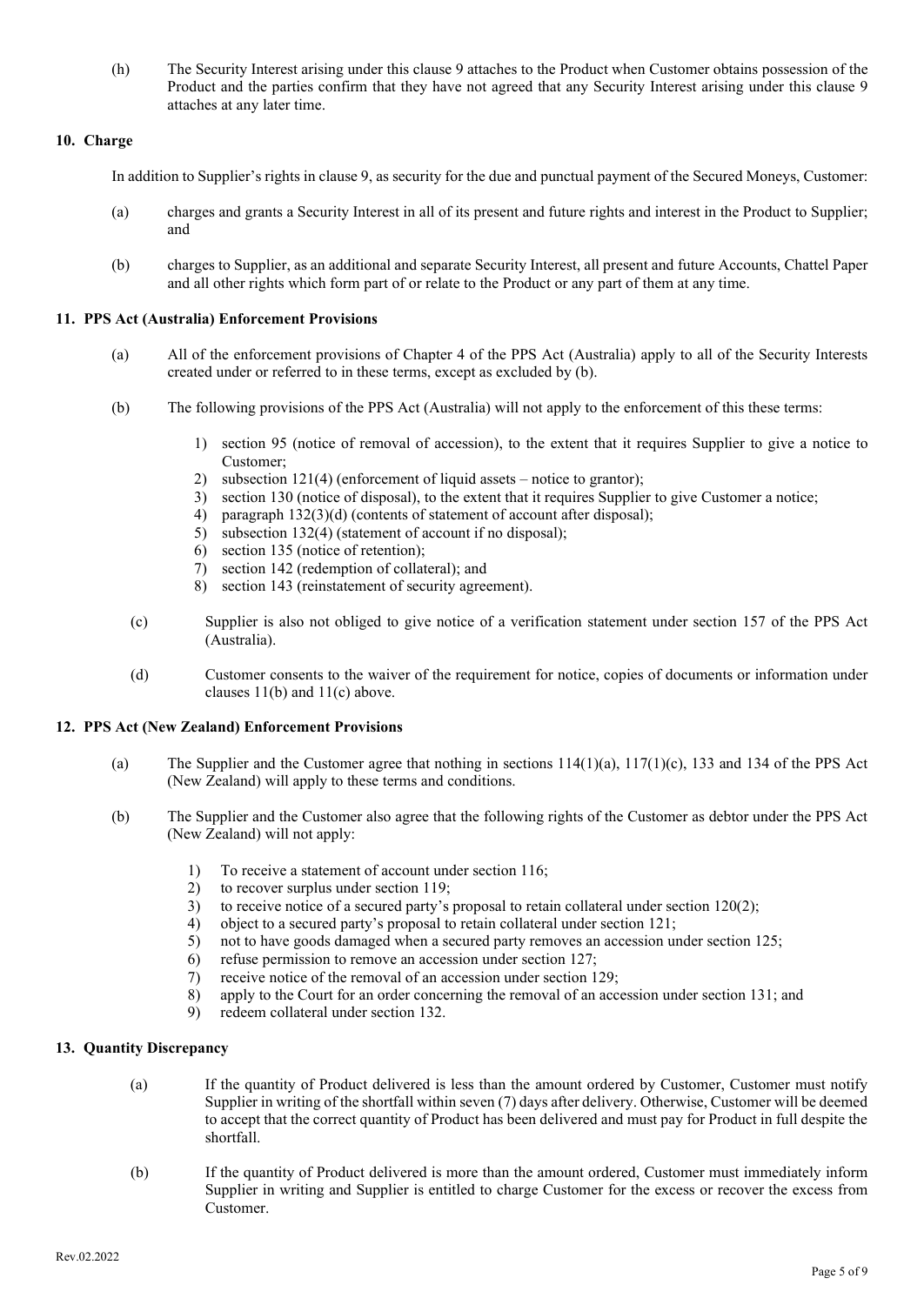(h) The Security Interest arising under this clause 9 attaches to the Product when Customer obtains possession of the Product and the parties confirm that they have not agreed that any Security Interest arising under this clause 9 attaches at any later time.

## 10. Charge

In addition to Supplier's rights in clause 9, as security for the due and punctual payment of the Secured Moneys, Customer:

(a) charges and grants a Security Interest in all of its present and future rights and interest in the Product to Supplier; and

(b) charges to Supplier, as an additional and separate Security Interest, all present and future Accounts, Chattel Paper and all other rights which form part of or relate to the Product or any part of them at any time.

## 11. PPS Act (Australia) Enforcement Provisions

(a) All of the enforcement provisions of Chapter 4 of the PPS Act (Australia) apply to all of the Security Interests created under or referred to in these terms, except as excluded by (b).

(b) The following provisions of the PPS Act (Australia) will not apply to the enforcement of this these terms:

1) section 95 (notice of removal of accession), to the extent that it requires Supplier to give a notice to Customer;
2) subsection 121(4) (enforcement of liquid assets – notice to grantor);
3) section 130 (notice of disposal), to the extent that it requires Supplier to give Customer a notice;
4) paragraph 132(3)(d) (contents of statement of account after disposal);
5) subsection 132(4) (statement of account if no disposal);
6) section 135 (notice of retention);
7) section 142 (redemption of collateral); and
8) section 143 (reinstatement of security agreement).

(c) Supplier is also not obliged to give notice of a verification statement under section 157 of the PPS Act (Australia).

(d) Customer consents to the waiver of the requirement for notice, copies of documents or information under clauses 11(b) and 11(c) above.

## 12. PPS Act (New Zealand) Enforcement Provisions

(a) The Supplier and the Customer agree that nothing in sections 114(1)(a), 117(1)(c), 133 and 134 of the PPS Act (New Zealand) will apply to these terms and conditions.

(b) The Supplier and the Customer also agree that the following rights of the Customer as debtor under the PPS Act (New Zealand) will not apply:

1) To receive a statement of account under section 116;
2) to recover surplus under section 119;
3) to receive notice of a secured party's proposal to retain collateral under section 120(2);
4) object to a secured party's proposal to retain collateral under section 121;
5) not to have goods damaged when a secured party removes an accession under section 125;
6) refuse permission to remove an accession under section 127;
7) receive notice of the removal of an accession under section 129;
8) apply to the Court for an order concerning the removal of an accession under section 131; and
9) redeem collateral under section 132.

## 13. Quantity Discrepancy

(a) If the quantity of Product delivered is less than the amount ordered by Customer, Customer must notify Supplier in writing of the shortfall within seven (7) days after delivery. Otherwise, Customer will be deemed to accept that the correct quantity of Product has been delivered and must pay for Product in full despite the shortfall.

(b) If the quantity of Product delivered is more than the amount ordered, Customer must immediately inform Supplier in writing and Supplier is entitled to charge Customer for the excess or recover the excess from Customer.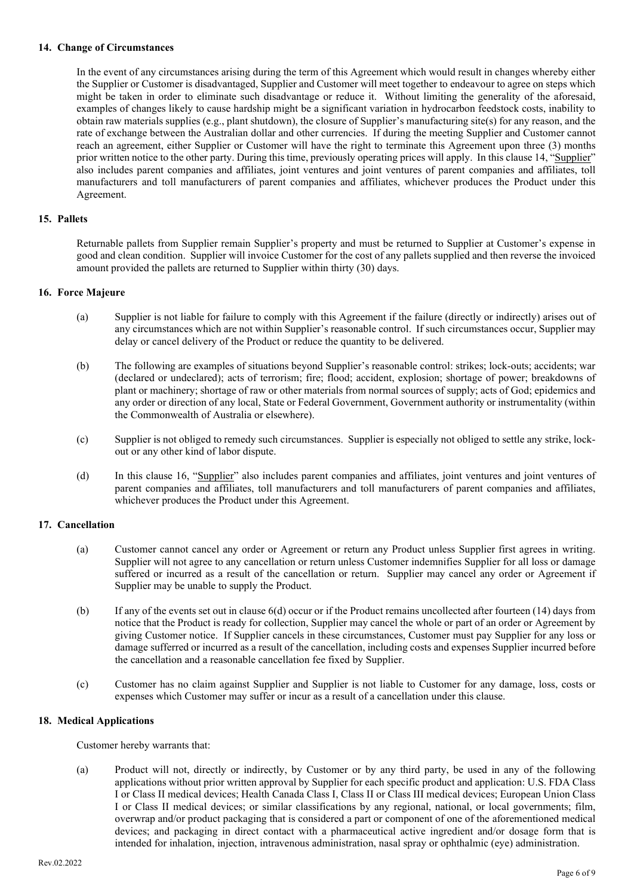## 14. Change of Circumstances

In the event of any circumstances arising during the term of this Agreement which would result in changes whereby either the Supplier or Customer is disadvantaged, Supplier and Customer will meet together to endeavour to agree on steps which might be taken in order to eliminate such disadvantage or reduce it. Without limiting the generality of the aforesaid, examples of changes likely to cause hardship might be a significant variation in hydrocarbon feedstock costs, inability to obtain raw materials supplies (e.g., plant shutdown), the closure of Supplier's manufacturing site(s) for any reason, and the rate of exchange between the Australian dollar and other currencies. If during the meeting Supplier and Customer cannot reach an agreement, either Supplier or Customer will have the right to terminate this Agreement upon three (3) months prior written notice to the other party. During this time, previously operating prices will apply. In this clause 14, "Supplier" also includes parent companies and affiliates, joint ventures and joint ventures of parent companies and affiliates, toll manufacturers and toll manufacturers of parent companies and affiliates, whichever produces the Product under this Agreement.

## 15. Pallets

Returnable pallets from Supplier remain Supplier's property and must be returned to Supplier at Customer's expense in good and clean condition. Supplier will invoice Customer for the cost of any pallets supplied and then reverse the invoiced amount provided the pallets are returned to Supplier within thirty (30) days.

## 16. Force Majeure

(a) Supplier is not liable for failure to comply with this Agreement if the failure (directly or indirectly) arises out of any circumstances which are not within Supplier's reasonable control. If such circumstances occur, Supplier may delay or cancel delivery of the Product or reduce the quantity to be delivered.

(b) The following are examples of situations beyond Supplier's reasonable control: strikes; lock-outs; accidents; war (declared or undeclared); acts of terrorism; fire; flood; accident, explosion; shortage of power; breakdowns of plant or machinery; shortage of raw or other materials from normal sources of supply; acts of God; epidemics and any order or direction of any local, State or Federal Government, Government authority or instrumentality (within the Commonwealth of Australia or elsewhere).

(c) Supplier is not obliged to remedy such circumstances. Supplier is especially not obliged to settle any strike, lock-out or any other kind of labor dispute.

(d) In this clause 16, "Supplier" also includes parent companies and affiliates, joint ventures and joint ventures of parent companies and affiliates, toll manufacturers and toll manufacturers of parent companies and affiliates, whichever produces the Product under this Agreement.

## 17. Cancellation

(a) Customer cannot cancel any order or Agreement or return any Product unless Supplier first agrees in writing. Supplier will not agree to any cancellation or return unless Customer indemnifies Supplier for all loss or damage suffered or incurred as a result of the cancellation or return. Supplier may cancel any order or Agreement if Supplier may be unable to supply the Product.

(b) If any of the events set out in clause 6(d) occur or if the Product remains uncollected after fourteen (14) days from notice that the Product is ready for collection, Supplier may cancel the whole or part of an order or Agreement by giving Customer notice. If Supplier cancels in these circumstances, Customer must pay Supplier for any loss or damage sufferred or incurred as a result of the cancellation, including costs and expenses Supplier incurred before the cancellation and a reasonable cancellation fee fixed by Supplier.

(c) Customer has no claim against Supplier and Supplier is not liable to Customer for any damage, loss, costs or expenses which Customer may suffer or incur as a result of a cancellation under this clause.

## 18. Medical Applications

Customer hereby warrants that:

(a) Product will not, directly or indirectly, by Customer or by any third party, be used in any of the following applications without prior written approval by Supplier for each specific product and application: U.S. FDA Class I or Class II medical devices; Health Canada Class I, Class II or Class III medical devices; European Union Class I or Class II medical devices; or similar classifications by any regional, national, or local governments; film, overwrap and/or product packaging that is considered a part or component of one of the aforementioned medical devices; and packaging in direct contact with a pharmaceutical active ingredient and/or dosage form that is intended for inhalation, injection, intravenous administration, nasal spray or ophthalmic (eye) administration.

Rev.02.2022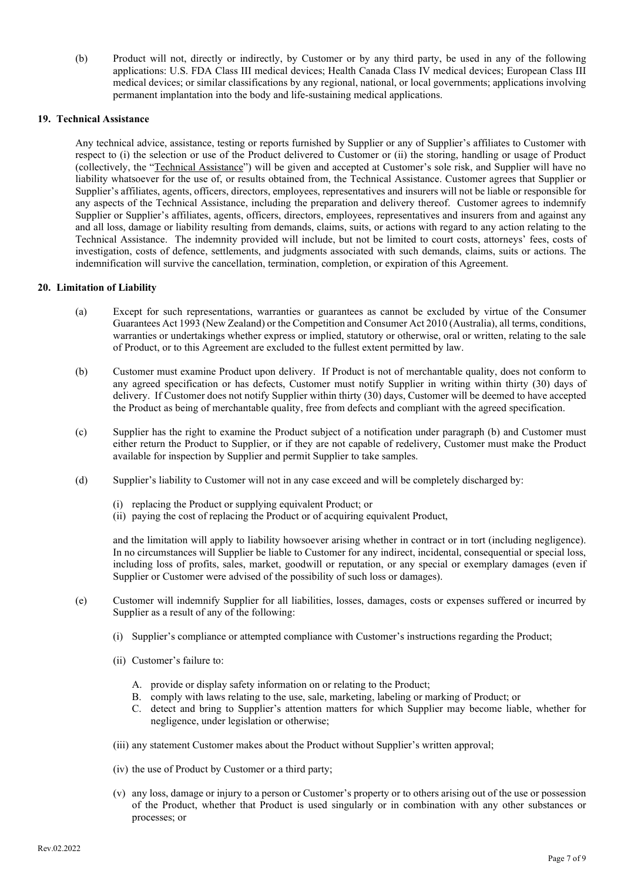(b) Product will not, directly or indirectly, by Customer or by any third party, be used in any of the following applications: U.S. FDA Class III medical devices; Health Canada Class IV medical devices; European Class III medical devices; or similar classifications by any regional, national, or local governments; applications involving permanent implantation into the body and life-sustaining medical applications.

### 19. Technical Assistance

Any technical advice, assistance, testing or reports furnished by Supplier or any of Supplier's affiliates to Customer with respect to (i) the selection or use of the Product delivered to Customer or (ii) the storing, handling or usage of Product (collectively, the "Technical Assistance") will be given and accepted at Customer's sole risk, and Supplier will have no liability whatsoever for the use of, or results obtained from, the Technical Assistance. Customer agrees that Supplier or Supplier's affiliates, agents, officers, directors, employees, representatives and insurers will not be liable or responsible for any aspects of the Technical Assistance, including the preparation and delivery thereof. Customer agrees to indemnify Supplier or Supplier's affiliates, agents, officers, directors, employees, representatives and insurers from and against any and all loss, damage or liability resulting from demands, claims, suits, or actions with regard to any action relating to the Technical Assistance. The indemnity provided will include, but not be limited to court costs, attorneys' fees, costs of investigation, costs of defence, settlements, and judgments associated with such demands, claims, suits or actions. The indemnification will survive the cancellation, termination, completion, or expiration of this Agreement.

### 20. Limitation of Liability

(a) Except for such representations, warranties or guarantees as cannot be excluded by virtue of the Consumer Guarantees Act 1993 (New Zealand) or the Competition and Consumer Act 2010 (Australia), all terms, conditions, warranties or undertakings whether express or implied, statutory or otherwise, oral or written, relating to the sale of Product, or to this Agreement are excluded to the fullest extent permitted by law.

(b) Customer must examine Product upon delivery. If Product is not of merchantable quality, does not conform to any agreed specification or has defects, Customer must notify Supplier in writing within thirty (30) days of delivery. If Customer does not notify Supplier within thirty (30) days, Customer will be deemed to have accepted the Product as being of merchantable quality, free from defects and compliant with the agreed specification.

(c) Supplier has the right to examine the Product subject of a notification under paragraph (b) and Customer must either return the Product to Supplier, or if they are not capable of redelivery, Customer must make the Product available for inspection by Supplier and permit Supplier to take samples.

(d) Supplier's liability to Customer will not in any case exceed and will be completely discharged by:

(i) replacing the Product or supplying equivalent Product; or
(ii) paying the cost of replacing the Product or of acquiring equivalent Product,

and the limitation will apply to liability howsoever arising whether in contract or in tort (including negligence). In no circumstances will Supplier be liable to Customer for any indirect, incidental, consequential or special loss, including loss of profits, sales, market, goodwill or reputation, or any special or exemplary damages (even if Supplier or Customer were advised of the possibility of such loss or damages).

(e) Customer will indemnify Supplier for all liabilities, losses, damages, costs or expenses suffered or incurred by Supplier as a result of any of the following:

(i) Supplier's compliance or attempted compliance with Customer's instructions regarding the Product;

(ii) Customer's failure to:

A. provide or display safety information on or relating to the Product;
B. comply with laws relating to the use, sale, marketing, labeling or marking of Product; or
C. detect and bring to Supplier's attention matters for which Supplier may become liable, whether for negligence, under legislation or otherwise;

(iii) any statement Customer makes about the Product without Supplier's written approval;

(iv) the use of Product by Customer or a third party;

(v) any loss, damage or injury to a person or Customer's property or to others arising out of the use or possession of the Product, whether that Product is used singularly or in combination with any other substances or processes; or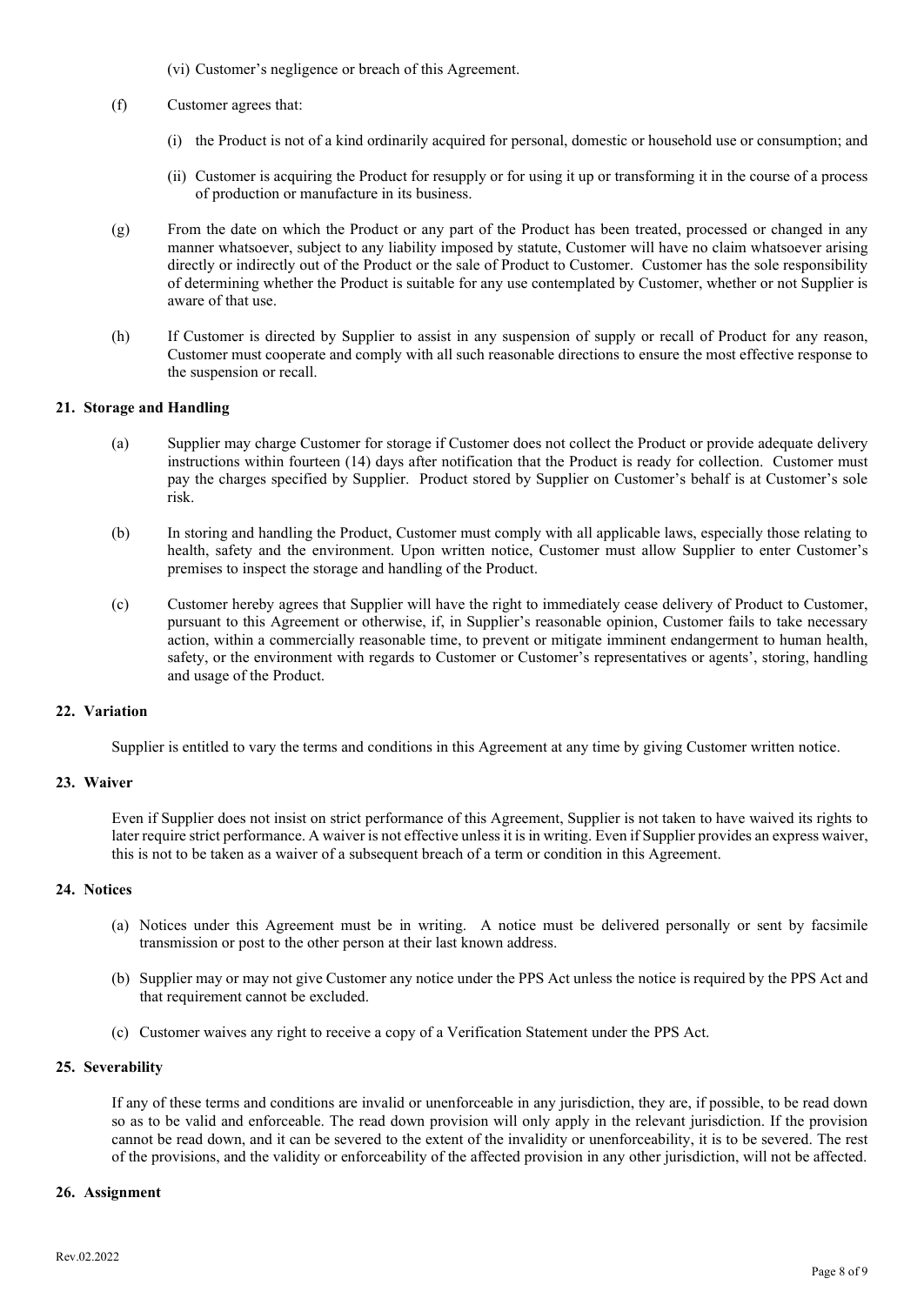(vi) Customer's negligence or breach of this Agreement.

(f) Customer agrees that:

(i) the Product is not of a kind ordinarily acquired for personal, domestic or household use or consumption; and

(ii) Customer is acquiring the Product for resupply or for using it up or transforming it in the course of a process of production or manufacture in its business.

(g) From the date on which the Product or any part of the Product has been treated, processed or changed in any manner whatsoever, subject to any liability imposed by statute, Customer will have no claim whatsoever arising directly or indirectly out of the Product or the sale of Product to Customer. Customer has the sole responsibility of determining whether the Product is suitable for any use contemplated by Customer, whether or not Supplier is aware of that use.

(h) If Customer is directed by Supplier to assist in any suspension of supply or recall of Product for any reason, Customer must cooperate and comply with all such reasonable directions to ensure the most effective response to the suspension or recall.

### 21. Storage and Handling

(a) Supplier may charge Customer for storage if Customer does not collect the Product or provide adequate delivery instructions within fourteen (14) days after notification that the Product is ready for collection. Customer must pay the charges specified by Supplier. Product stored by Supplier on Customer's behalf is at Customer's sole risk.

(b) In storing and handling the Product, Customer must comply with all applicable laws, especially those relating to health, safety and the environment. Upon written notice, Customer must allow Supplier to enter Customer's premises to inspect the storage and handling of the Product.

(c) Customer hereby agrees that Supplier will have the right to immediately cease delivery of Product to Customer, pursuant to this Agreement or otherwise, if, in Supplier's reasonable opinion, Customer fails to take necessary action, within a commercially reasonable time, to prevent or mitigate imminent endangerment to human health, safety, or the environment with regards to Customer or Customer's representatives or agents', storing, handling and usage of the Product.

### 22. Variation

Supplier is entitled to vary the terms and conditions in this Agreement at any time by giving Customer written notice.

### 23. Waiver

Even if Supplier does not insist on strict performance of this Agreement, Supplier is not taken to have waived its rights to later require strict performance. A waiver is not effective unless it is in writing. Even if Supplier provides an express waiver, this is not to be taken as a waiver of a subsequent breach of a term or condition in this Agreement.

### 24. Notices

(a) Notices under this Agreement must be in writing. A notice must be delivered personally or sent by facsimile transmission or post to the other person at their last known address.

(b) Supplier may or may not give Customer any notice under the PPS Act unless the notice is required by the PPS Act and that requirement cannot be excluded.

(c) Customer waives any right to receive a copy of a Verification Statement under the PPS Act.

### 25. Severability

If any of these terms and conditions are invalid or unenforceable in any jurisdiction, they are, if possible, to be read down so as to be valid and enforceable. The read down provision will only apply in the relevant jurisdiction. If the provision cannot be read down, and it can be severed to the extent of the invalidity or unenforceability, it is to be severed. The rest of the provisions, and the validity or enforceability of the affected provision in any other jurisdiction, will not be affected.

### 26. Assignment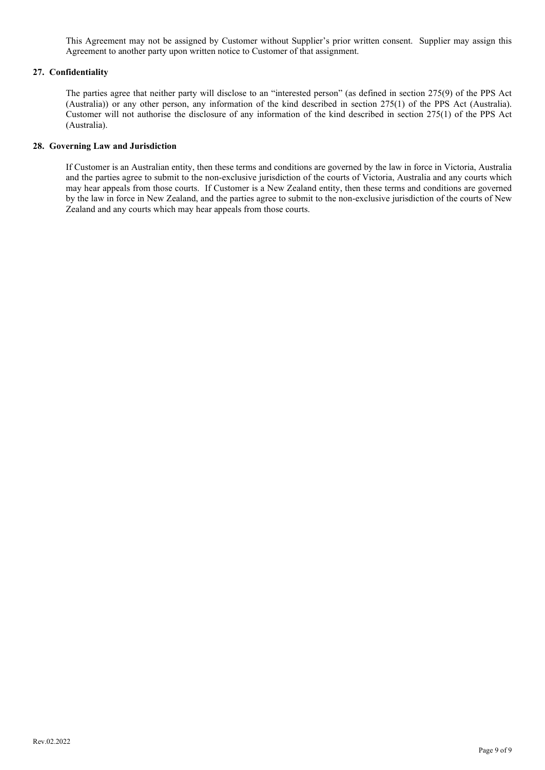This Agreement may not be assigned by Customer without Supplier's prior written consent. Supplier may assign this Agreement to another party upon written notice to Customer of that assignment.

## 27. Confidentiality

The parties agree that neither party will disclose to an "interested person" (as defined in section 275(9) of the PPS Act (Australia)) or any other person, any information of the kind described in section 275(1) of the PPS Act (Australia). Customer will not authorise the disclosure of any information of the kind described in section 275(1) of the PPS Act (Australia).

## 28. Governing Law and Jurisdiction

If Customer is an Australian entity, then these terms and conditions are governed by the law in force in Victoria, Australia and the parties agree to submit to the non-exclusive jurisdiction of the courts of Victoria, Australia and any courts which may hear appeals from those courts. If Customer is a New Zealand entity, then these terms and conditions are governed by the law in force in New Zealand, and the parties agree to submit to the non-exclusive jurisdiction of the courts of New Zealand and any courts which may hear appeals from those courts.

Rev.02.2022